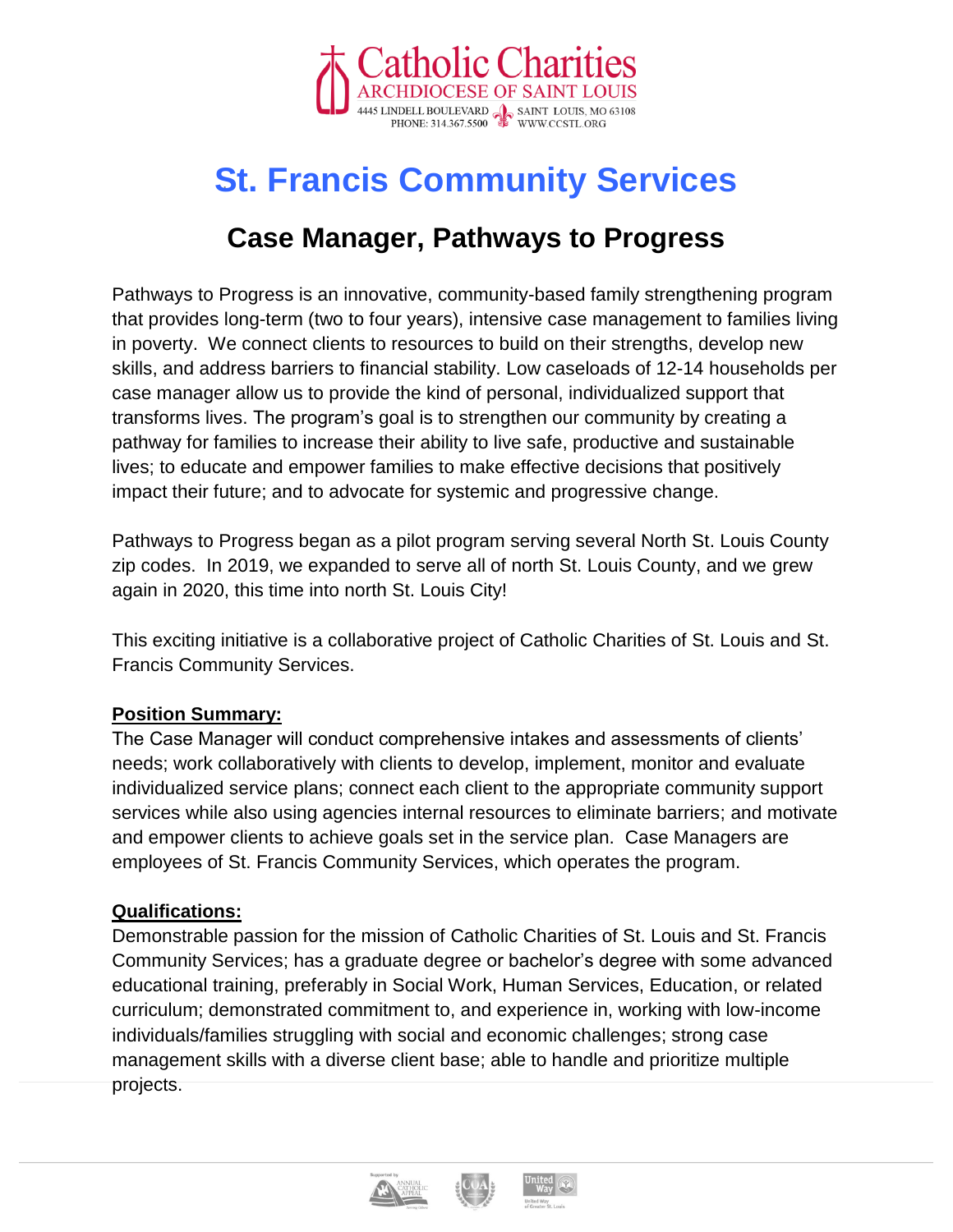Catholic Charities
ARCHDIOCESE OF SAINT LOUIS
4445 LINDELL BOULEVARD SAINT LOUIS, MO 63108
PHONE: 314.367.5500 WWW.CCSTL.ORG

# St. Francis Community Services

## Case Manager, Pathways to Progress

Pathways to Progress is an innovative, community-based family strengthening program that provides long-term (two to four years), intensive case management to families living in poverty. We connect clients to resources to build on their strengths, develop new skills, and address barriers to financial stability. Low caseloads of 12-14 households per case manager allow us to provide the kind of personal, individualized support that transforms lives. The program's goal is to strengthen our community by creating a pathway for families to increase their ability to live safe, productive and sustainable lives; to educate and empower families to make effective decisions that positively impact their future; and to advocate for systemic and progressive change.

Pathways to Progress began as a pilot program serving several North St. Louis County zip codes. In 2019, we expanded to serve all of north St. Louis County, and we grew again in 2020, this time into north St. Louis City!

This exciting initiative is a collaborative project of Catholic Charities of St. Louis and St. Francis Community Services.

**Position Summary:**

The Case Manager will conduct comprehensive intakes and assessments of clients' needs; work collaboratively with clients to develop, implement, monitor and evaluate individualized service plans; connect each client to the appropriate community support services while also using agencies internal resources to eliminate barriers; and motivate and empower clients to achieve goals set in the service plan. Case Managers are employees of St. Francis Community Services, which operates the program.

**Qualifications:**

Demonstrable passion for the mission of Catholic Charities of St. Louis and St. Francis Community Services; has a graduate degree or bachelor's degree with some advanced educational training, preferably in Social Work, Human Services, Education, or related curriculum; demonstrated commitment to, and experience in, working with low-income individuals/families struggling with social and economic challenges; strong case management skills with a diverse client base; able to handle and prioritize multiple projects.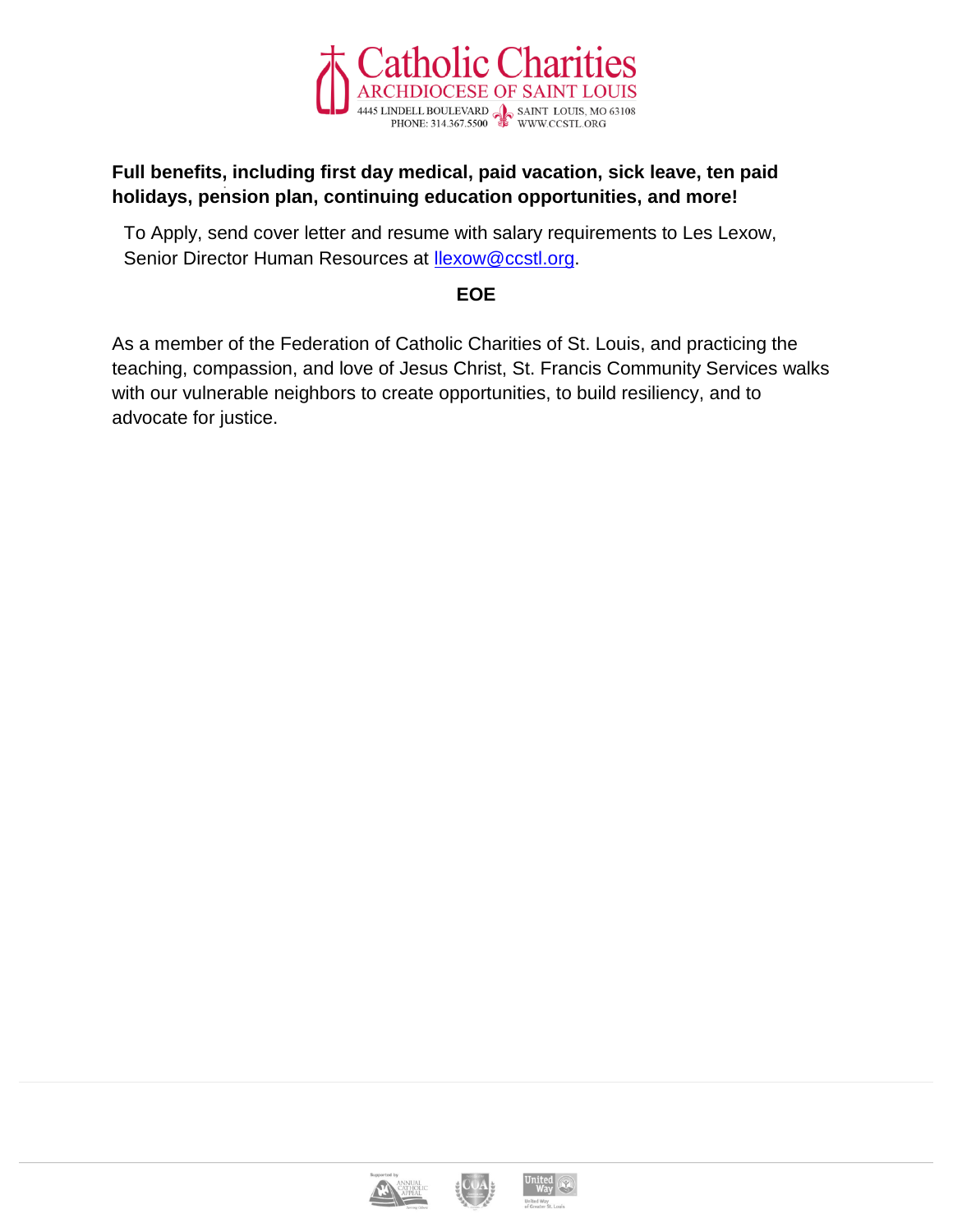**Full benefits, including first day medical, paid vacation, sick leave, ten paid holidays, pension plan, continuing education opportunities, and more!**

To Apply, send cover letter and resume with salary requirements to Les Lexow, Senior Director Human Resources at llexow@ccstl.org.

**EOE**

As a member of the Federation of Catholic Charities of St. Louis, and practicing the teaching, compassion, and love of Jesus Christ, St. Francis Community Services walks with our vulnerable neighbors to create opportunities, to build resiliency, and to advocate for justice.